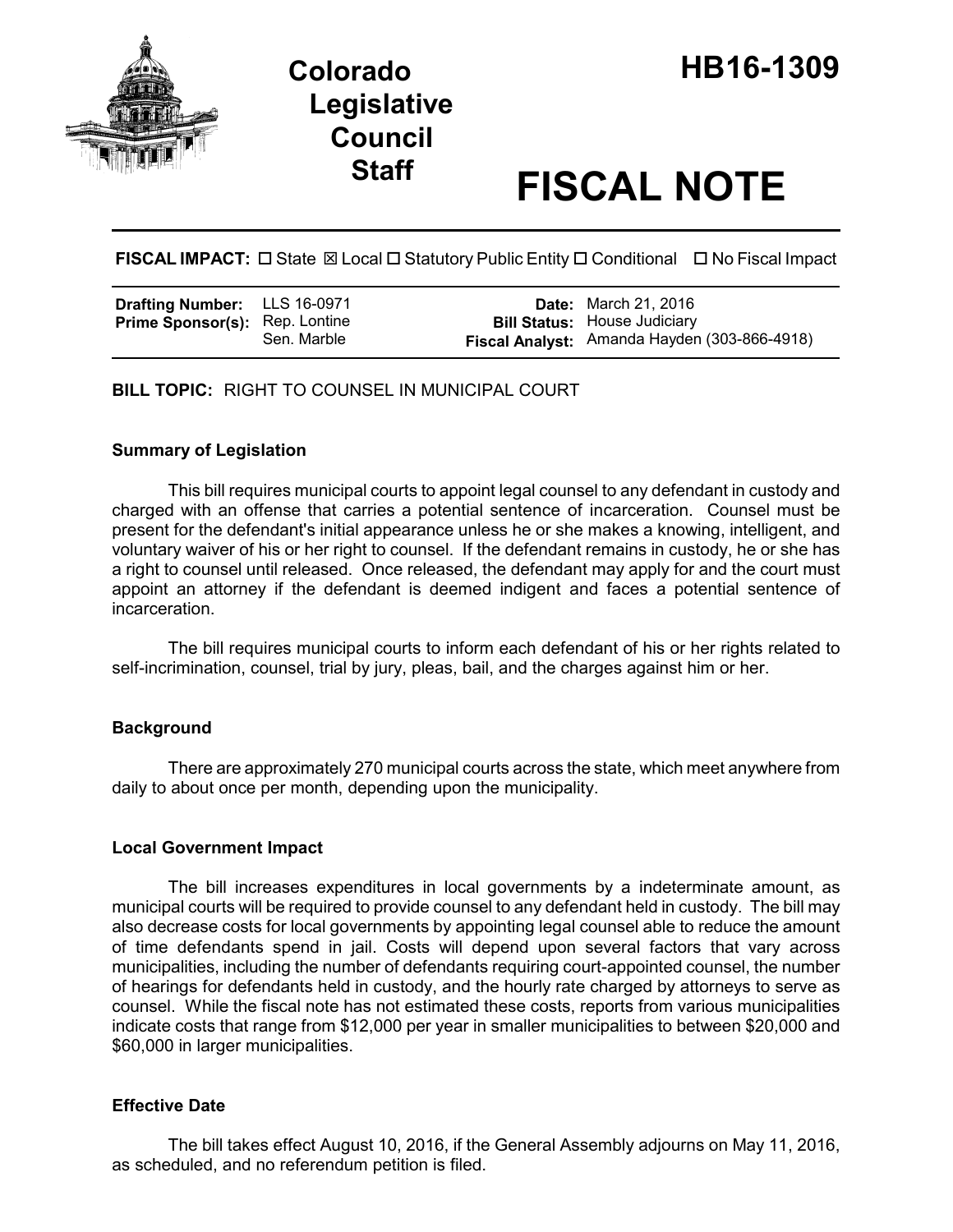# Colorado Legislative Council Staff

# HB16-1309

# FISCAL NOTE

**FISCAL IMPACT:** ☐ State ☒ Local ☐ Statutory Public Entity ☐ Conditional ☐ No Fiscal Impact

| | | | |
|---|---|---|---|
| **Drafting Number:** | LLS 16-0971 | **Date:** | March 21, 2016 |
| **Prime Sponsor(s):** | Rep. Lontine<br>Sen. Marble | **Bill Status:** | House Judiciary |
| | | **Fiscal Analyst:** | Amanda Hayden (303-866-4918) |

**BILL TOPIC:** RIGHT TO COUNSEL IN MUNICIPAL COURT

### Summary of Legislation

This bill requires municipal courts to appoint legal counsel to any defendant in custody and charged with an offense that carries a potential sentence of incarceration. Counsel must be present for the defendant's initial appearance unless he or she makes a knowing, intelligent, and voluntary waiver of his or her right to counsel. If the defendant remains in custody, he or she has a right to counsel until released. Once released, the defendant may apply for and the court must appoint an attorney if the defendant is deemed indigent and faces a potential sentence of incarceration.

The bill requires municipal courts to inform each defendant of his or her rights related to self-incrimination, counsel, trial by jury, pleas, bail, and the charges against him or her.

### Background

There are approximately 270 municipal courts across the state, which meet anywhere from daily to about once per month, depending upon the municipality.

### Local Government Impact

The bill increases expenditures in local governments by a indeterminate amount, as municipal courts will be required to provide counsel to any defendant held in custody. The bill may also decrease costs for local governments by appointing legal counsel able to reduce the amount of time defendants spend in jail. Costs will depend upon several factors that vary across municipalities, including the number of defendants requiring court-appointed counsel, the number of hearings for defendants held in custody, and the hourly rate charged by attorneys to serve as counsel. While the fiscal note has not estimated these costs, reports from various municipalities indicate costs that range from $12,000 per year in smaller municipalities to between $20,000 and $60,000 in larger municipalities.

### Effective Date

The bill takes effect August 10, 2016, if the General Assembly adjourns on May 11, 2016, as scheduled, and no referendum petition is filed.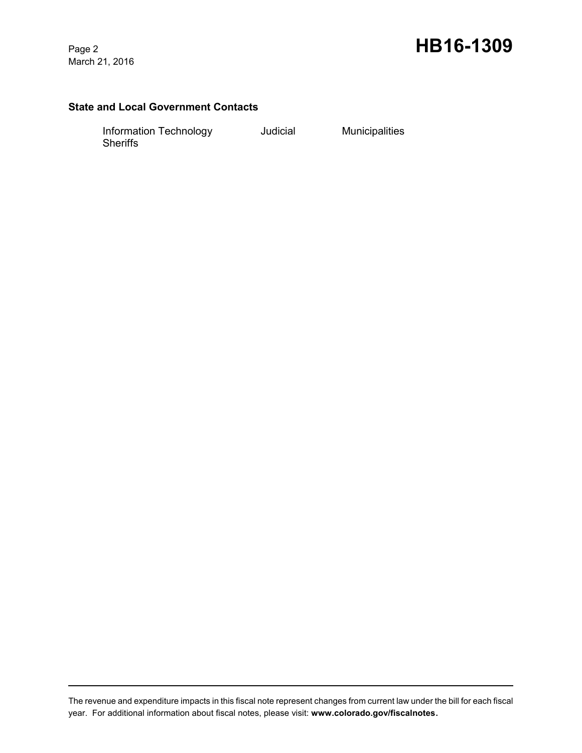**State and Local Government Contacts**

Information Technology    Judicial    Municipalities
Sheriffs

The revenue and expenditure impacts in this fiscal note represent changes from current law under the bill for each fiscal year. For additional information about fiscal notes, please visit: **www.colorado.gov/fiscalnotes.**